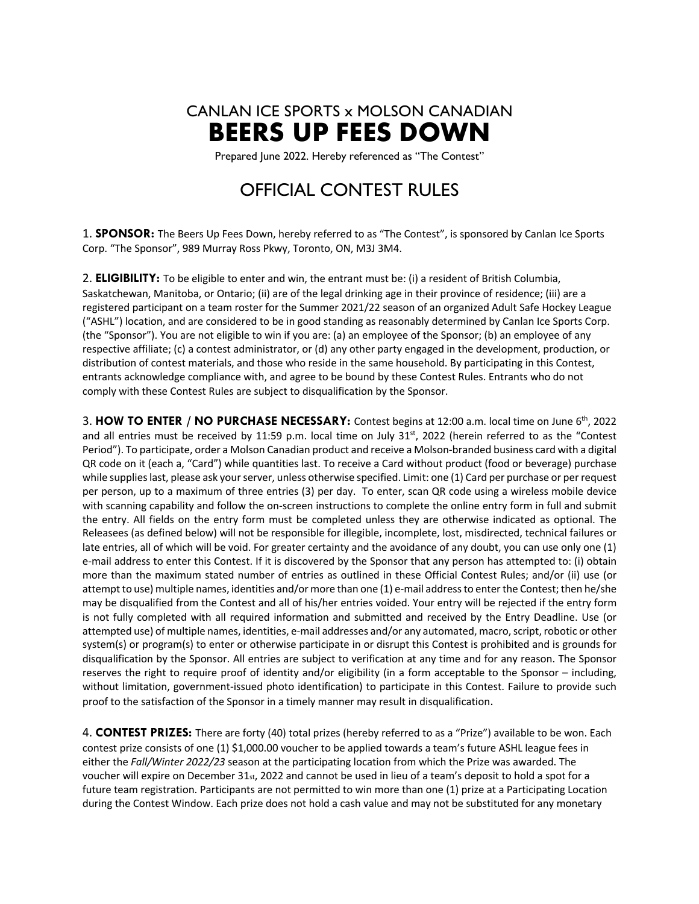# CANLAN ICE SPORTS x MOLSON CANADIAN

# BEERS UP FEES DOWN

Prepared June 2022. Hereby referenced as "The Contest"

## OFFICIAL CONTEST RULES

1. **SPONSOR:** The Beers Up Fees Down, hereby referred to as "The Contest", is sponsored by Canlan Ice Sports Corp. "The Sponsor", 989 Murray Ross Pkwy, Toronto, ON, M3J 3M4.

2. **ELIGIBILITY:** To be eligible to enter and win, the entrant must be: (i) a resident of British Columbia, Saskatchewan, Manitoba, or Ontario; (ii) are of the legal drinking age in their province of residence; (iii) are a registered participant on a team roster for the Summer 2021/22 season of an organized Adult Safe Hockey League ("ASHL") location, and are considered to be in good standing as reasonably determined by Canlan Ice Sports Corp. (the "Sponsor"). You are not eligible to win if you are: (a) an employee of the Sponsor; (b) an employee of any respective affiliate; (c) a contest administrator, or (d) any other party engaged in the development, production, or distribution of contest materials, and those who reside in the same household. By participating in this Contest, entrants acknowledge compliance with, and agree to be bound by these Contest Rules. Entrants who do not comply with these Contest Rules are subject to disqualification by the Sponsor.

3. **HOW TO ENTER / NO PURCHASE NECESSARY:** Contest begins at 12:00 a.m. local time on June 6th, 2022 and all entries must be received by 11:59 p.m. local time on July 31st, 2022 (herein referred to as the "Contest Period"). To participate, order a Molson Canadian product and receive a Molson-branded business card with a digital QR code on it (each a, "Card") while quantities last. To receive a Card without product (food or beverage) purchase while supplies last, please ask your server, unless otherwise specified. Limit: one (1) Card per purchase or per request per person, up to a maximum of three entries (3) per day. To enter, scan QR code using a wireless mobile device with scanning capability and follow the on-screen instructions to complete the online entry form in full and submit the entry. All fields on the entry form must be completed unless they are otherwise indicated as optional. The Releasees (as defined below) will not be responsible for illegible, incomplete, lost, misdirected, technical failures or late entries, all of which will be void. For greater certainty and the avoidance of any doubt, you can use only one (1) e-mail address to enter this Contest. If it is discovered by the Sponsor that any person has attempted to: (i) obtain more than the maximum stated number of entries as outlined in these Official Contest Rules; and/or (ii) use (or attempt to use) multiple names, identities and/or more than one (1) e-mail address to enter the Contest; then he/she may be disqualified from the Contest and all of his/her entries voided. Your entry will be rejected if the entry form is not fully completed with all required information and submitted and received by the Entry Deadline. Use (or attempted use) of multiple names, identities, e-mail addresses and/or any automated, macro, script, robotic or other system(s) or program(s) to enter or otherwise participate in or disrupt this Contest is prohibited and is grounds for disqualification by the Sponsor. All entries are subject to verification at any time and for any reason. The Sponsor reserves the right to require proof of identity and/or eligibility (in a form acceptable to the Sponsor – including, without limitation, government-issued photo identification) to participate in this Contest. Failure to provide such proof to the satisfaction of the Sponsor in a timely manner may result in disqualification.

4. **CONTEST PRIZES:** There are forty (40) total prizes (hereby referred to as a "Prize") available to be won. Each contest prize consists of one (1) $1,000.00 voucher to be applied towards a team's future ASHL league fees in either the *Fall/Winter 2022/23* season at the participating location from which the Prize was awarded. The voucher will expire on December 31st, 2022 and cannot be used in lieu of a team's deposit to hold a spot for a future team registration. Participants are not permitted to win more than one (1) prize at a Participating Location during the Contest Window. Each prize does not hold a cash value and may not be substituted for any monetary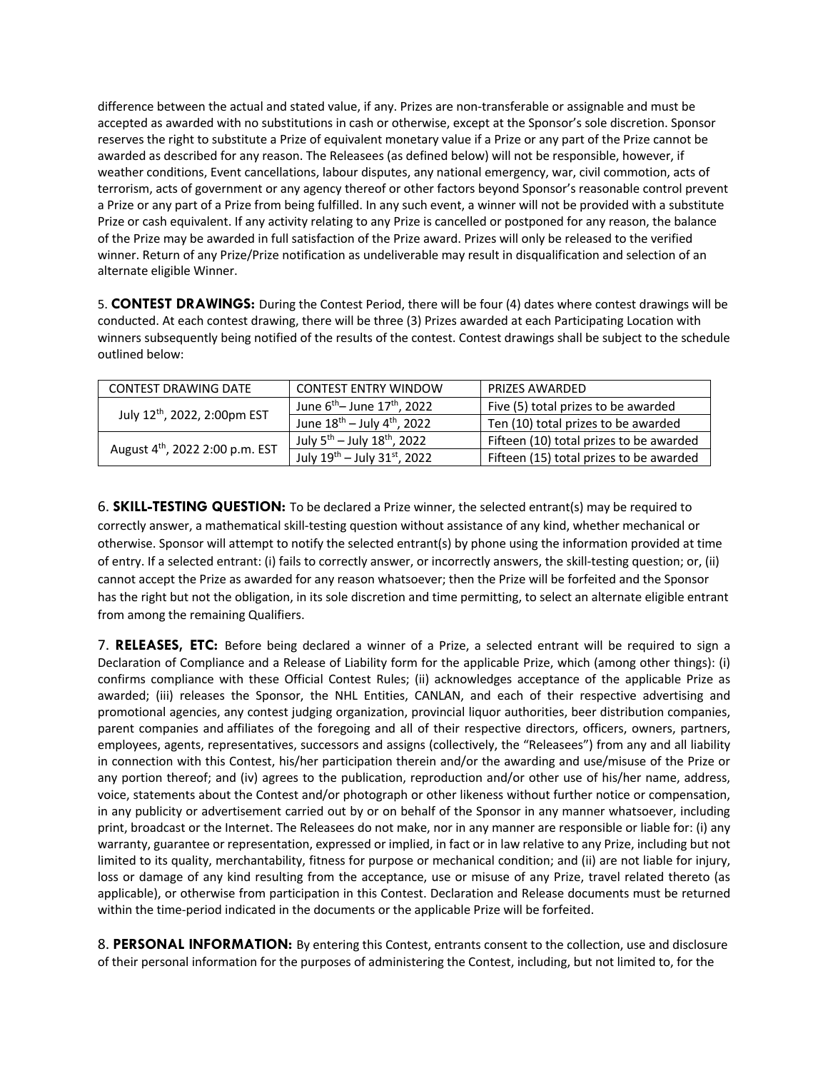difference between the actual and stated value, if any. Prizes are non-transferable or assignable and must be accepted as awarded with no substitutions in cash or otherwise, except at the Sponsor's sole discretion. Sponsor reserves the right to substitute a Prize of equivalent monetary value if a Prize or any part of the Prize cannot be awarded as described for any reason. The Releasees (as defined below) will not be responsible, however, if weather conditions, Event cancellations, labour disputes, any national emergency, war, civil commotion, acts of terrorism, acts of government or any agency thereof or other factors beyond Sponsor's reasonable control prevent a Prize or any part of a Prize from being fulfilled. In any such event, a winner will not be provided with a substitute Prize or cash equivalent. If any activity relating to any Prize is cancelled or postponed for any reason, the balance of the Prize may be awarded in full satisfaction of the Prize award. Prizes will only be released to the verified winner. Return of any Prize/Prize notification as undeliverable may result in disqualification and selection of an alternate eligible Winner.

5. **CONTEST DRAWINGS:** During the Contest Period, there will be four (4) dates where contest drawings will be conducted. At each contest drawing, there will be three (3) Prizes awarded at each Participating Location with winners subsequently being notified of the results of the contest. Contest drawings shall be subject to the schedule outlined below:

| CONTEST DRAWING DATE | CONTEST ENTRY WINDOW | PRIZES AWARDED |
|---|---|---|
| July 12th, 2022, 2:00pm EST | June 6th– June 17th, 2022 | Five (5) total prizes to be awarded |
| | June 18th – July 4th, 2022 | Ten (10) total prizes to be awarded |
| August 4th, 2022 2:00 p.m. EST | July 5th – July 18th, 2022 | Fifteen (10) total prizes to be awarded |
| | July 19th – July 31st, 2022 | Fifteen (15) total prizes to be awarded |

6. **SKILL-TESTING QUESTION:** To be declared a Prize winner, the selected entrant(s) may be required to correctly answer, a mathematical skill-testing question without assistance of any kind, whether mechanical or otherwise. Sponsor will attempt to notify the selected entrant(s) by phone using the information provided at time of entry. If a selected entrant: (i) fails to correctly answer, or incorrectly answers, the skill-testing question; or, (ii) cannot accept the Prize as awarded for any reason whatsoever; then the Prize will be forfeited and the Sponsor has the right but not the obligation, in its sole discretion and time permitting, to select an alternate eligible entrant from among the remaining Qualifiers.

7. **RELEASES, ETC:** Before being declared a winner of a Prize, a selected entrant will be required to sign a Declaration of Compliance and a Release of Liability form for the applicable Prize, which (among other things): (i) confirms compliance with these Official Contest Rules; (ii) acknowledges acceptance of the applicable Prize as awarded; (iii) releases the Sponsor, the NHL Entities, CANLAN, and each of their respective advertising and promotional agencies, any contest judging organization, provincial liquor authorities, beer distribution companies, parent companies and affiliates of the foregoing and all of their respective directors, officers, owners, partners, employees, agents, representatives, successors and assigns (collectively, the "Releasees") from any and all liability in connection with this Contest, his/her participation therein and/or the awarding and use/misuse of the Prize or any portion thereof; and (iv) agrees to the publication, reproduction and/or other use of his/her name, address, voice, statements about the Contest and/or photograph or other likeness without further notice or compensation, in any publicity or advertisement carried out by or on behalf of the Sponsor in any manner whatsoever, including print, broadcast or the Internet. The Releasees do not make, nor in any manner are responsible or liable for: (i) any warranty, guarantee or representation, expressed or implied, in fact or in law relative to any Prize, including but not limited to its quality, merchantability, fitness for purpose or mechanical condition; and (ii) are not liable for injury, loss or damage of any kind resulting from the acceptance, use or misuse of any Prize, travel related thereto (as applicable), or otherwise from participation in this Contest. Declaration and Release documents must be returned within the time-period indicated in the documents or the applicable Prize will be forfeited.

8. **PERSONAL INFORMATION:** By entering this Contest, entrants consent to the collection, use and disclosure of their personal information for the purposes of administering the Contest, including, but not limited to, for the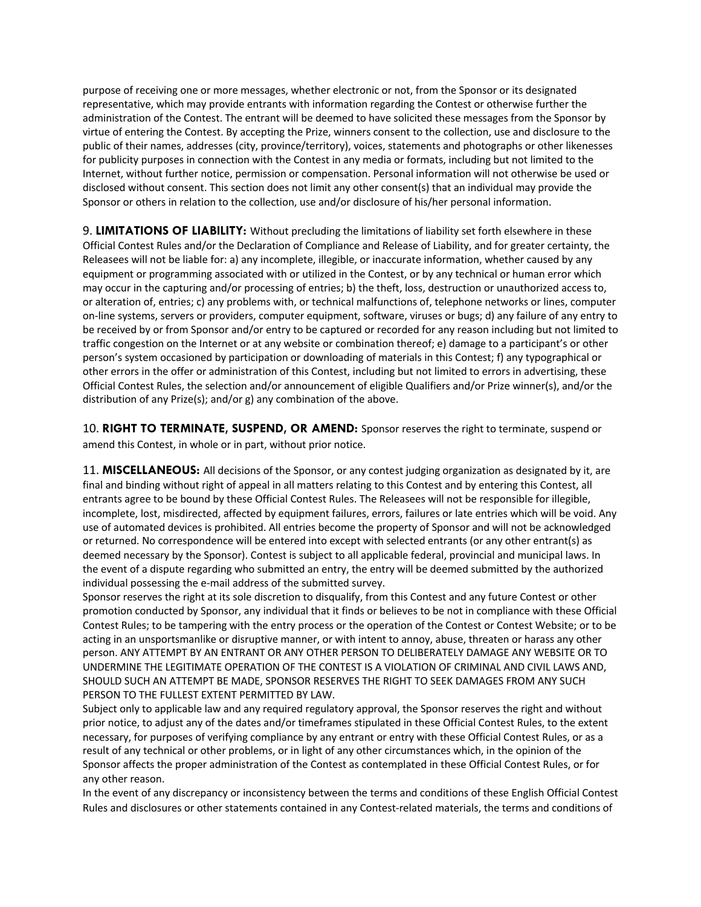purpose of receiving one or more messages, whether electronic or not, from the Sponsor or its designated representative, which may provide entrants with information regarding the Contest or otherwise further the administration of the Contest. The entrant will be deemed to have solicited these messages from the Sponsor by virtue of entering the Contest. By accepting the Prize, winners consent to the collection, use and disclosure to the public of their names, addresses (city, province/territory), voices, statements and photographs or other likenesses for publicity purposes in connection with the Contest in any media or formats, including but not limited to the Internet, without further notice, permission or compensation. Personal information will not otherwise be used or disclosed without consent. This section does not limit any other consent(s) that an individual may provide the Sponsor or others in relation to the collection, use and/or disclosure of his/her personal information.

9. **LIMITATIONS OF LIABILITY:** Without precluding the limitations of liability set forth elsewhere in these Official Contest Rules and/or the Declaration of Compliance and Release of Liability, and for greater certainty, the Releasees will not be liable for: a) any incomplete, illegible, or inaccurate information, whether caused by any equipment or programming associated with or utilized in the Contest, or by any technical or human error which may occur in the capturing and/or processing of entries; b) the theft, loss, destruction or unauthorized access to, or alteration of, entries; c) any problems with, or technical malfunctions of, telephone networks or lines, computer on-line systems, servers or providers, computer equipment, software, viruses or bugs; d) any failure of any entry to be received by or from Sponsor and/or entry to be captured or recorded for any reason including but not limited to traffic congestion on the Internet or at any website or combination thereof; e) damage to a participant's or other person's system occasioned by participation or downloading of materials in this Contest; f) any typographical or other errors in the offer or administration of this Contest, including but not limited to errors in advertising, these Official Contest Rules, the selection and/or announcement of eligible Qualifiers and/or Prize winner(s), and/or the distribution of any Prize(s); and/or g) any combination of the above.

10. **RIGHT TO TERMINATE, SUSPEND, OR AMEND:** Sponsor reserves the right to terminate, suspend or amend this Contest, in whole or in part, without prior notice.

11. **MISCELLANEOUS:** All decisions of the Sponsor, or any contest judging organization as designated by it, are final and binding without right of appeal in all matters relating to this Contest and by entering this Contest, all entrants agree to be bound by these Official Contest Rules. The Releasees will not be responsible for illegible, incomplete, lost, misdirected, affected by equipment failures, errors, failures or late entries which will be void. Any use of automated devices is prohibited. All entries become the property of Sponsor and will not be acknowledged or returned. No correspondence will be entered into except with selected entrants (or any other entrant(s) as deemed necessary by the Sponsor). Contest is subject to all applicable federal, provincial and municipal laws. In the event of a dispute regarding who submitted an entry, the entry will be deemed submitted by the authorized individual possessing the e-mail address of the submitted survey.

Sponsor reserves the right at its sole discretion to disqualify, from this Contest and any future Contest or other promotion conducted by Sponsor, any individual that it finds or believes to be not in compliance with these Official Contest Rules; to be tampering with the entry process or the operation of the Contest or Contest Website; or to be acting in an unsportsmanlike or disruptive manner, or with intent to annoy, abuse, threaten or harass any other person. ANY ATTEMPT BY AN ENTRANT OR ANY OTHER PERSON TO DELIBERATELY DAMAGE ANY WEBSITE OR TO UNDERMINE THE LEGITIMATE OPERATION OF THE CONTEST IS A VIOLATION OF CRIMINAL AND CIVIL LAWS AND, SHOULD SUCH AN ATTEMPT BE MADE, SPONSOR RESERVES THE RIGHT TO SEEK DAMAGES FROM ANY SUCH PERSON TO THE FULLEST EXTENT PERMITTED BY LAW.

Subject only to applicable law and any required regulatory approval, the Sponsor reserves the right and without prior notice, to adjust any of the dates and/or timeframes stipulated in these Official Contest Rules, to the extent necessary, for purposes of verifying compliance by any entrant or entry with these Official Contest Rules, or as a result of any technical or other problems, or in light of any other circumstances which, in the opinion of the Sponsor affects the proper administration of the Contest as contemplated in these Official Contest Rules, or for any other reason.

In the event of any discrepancy or inconsistency between the terms and conditions of these English Official Contest Rules and disclosures or other statements contained in any Contest-related materials, the terms and conditions of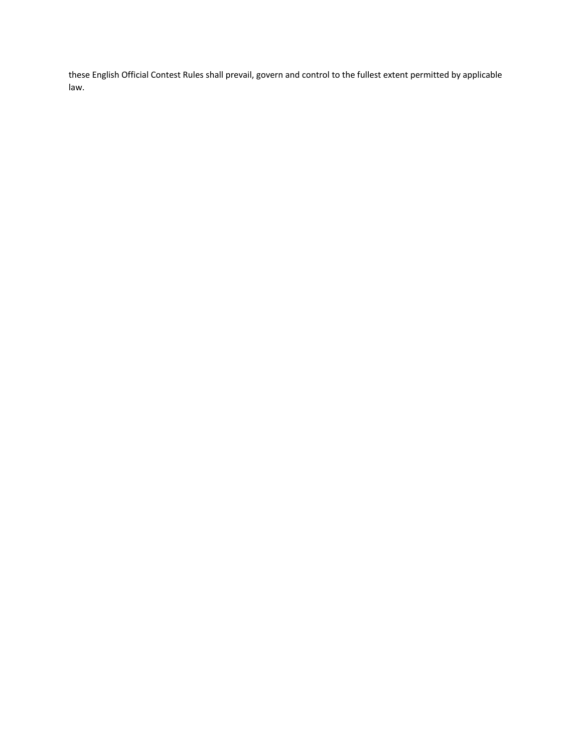these English Official Contest Rules shall prevail, govern and control to the fullest extent permitted by applicable law.